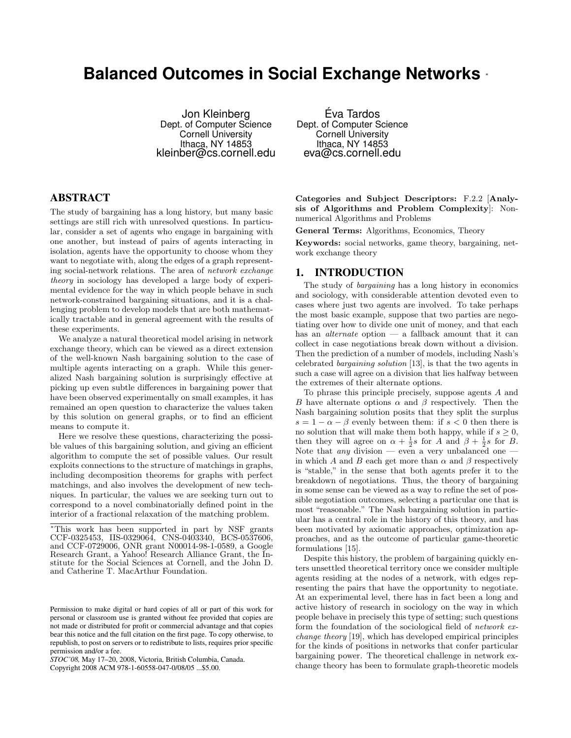# Balanced Outcomes in Social Exchange Networks *

Jon Kleinberg
Dept. of Computer Science
Cornell University
Ithaca, NY 14853
kleinber@cs.cornell.edu

Éva Tardos
Dept. of Computer Science
Cornell University
Ithaca, NY 14853
eva@cs.cornell.edu

## ABSTRACT

The study of bargaining has a long history, but many basic settings are still rich with unresolved questions. In particular, consider a set of agents who engage in bargaining with one another, but instead of pairs of agents interacting in isolation, agents have the opportunity to choose whom they want to negotiate with, along the edges of a graph representing social-network relations. The area of *network exchange theory* in sociology has developed a large body of experimental evidence for the way in which people behave in such network-constrained bargaining situations, and it is a challenging problem to develop models that are both mathematically tractable and in general agreement with the results of these experiments.

We analyze a natural theoretical model arising in network exchange theory, which can be viewed as a direct extension of the well-known Nash bargaining solution to the case of multiple agents interacting on a graph. While this generalized Nash bargaining solution is surprisingly effective at picking up even subtle differences in bargaining power that have been observed experimentally on small examples, it has remained an open question to characterize the values taken by this solution on general graphs, or to find an efficient means to compute it.

Here we resolve these questions, characterizing the possible values of this bargaining solution, and giving an efficient algorithm to compute the set of possible values. Our result exploits connections to the structure of matchings in graphs, including decomposition theorems for graphs with perfect matchings, and also involves the development of new techniques. In particular, the values we are seeking turn out to correspond to a novel combinatorially defined point in the interior of a fractional relaxation of the matching problem.

*This work has been supported in part by NSF grants CCF-0325453, IIS-0329064, CNS-0403340, BCS-0537606, and CCF-0729006, ONR grant N00014-98-1-0589, a Google Research Grant, a Yahoo! Research Alliance Grant, the Institute for the Social Sciences at Cornell, and the John D. and Catherine T. MacArthur Foundation.

Permission to make digital or hard copies of all or part of this work for personal or classroom use is granted without fee provided that copies are not made or distributed for profit or commercial advantage and that copies bear this notice and the full citation on the first page. To copy otherwise, to republish, to post on servers or to redistribute to lists, requires prior specific permission and/or a fee.
*STOC'08,* May 17–20, 2008, Victoria, British Columbia, Canada.
Copyright 2008 ACM 978-1-60558-047-0/08/05 ...$5.00.

**Categories and Subject Descriptors:** F.2.2 [**Analysis of Algorithms and Problem Complexity**]: Nonnumerical Algorithms and Problems

**General Terms:** Algorithms, Economics, Theory

**Keywords:** social networks, game theory, bargaining, network exchange theory

## 1. INTRODUCTION

The study of *bargaining* has a long history in economics and sociology, with considerable attention devoted even to cases where just two agents are involved. To take perhaps the most basic example, suppose that two parties are negotiating over how to divide one unit of money, and that each has an *alternate* option — a fallback amount that it can collect in case negotiations break down without a division. Then the prediction of a number of models, including Nash's celebrated *bargaining solution* [13], is that the two agents in such a case will agree on a division that lies halfway between the extremes of their alternate options.

To phrase this principle precisely, suppose agents $A$ and $B$ have alternate options $\alpha$ and $\beta$ respectively. Then the Nash bargaining solution posits that they split the surplus $s = 1 - \alpha - \beta$ evenly between them: if $s < 0$ then there is no solution that will make them both happy, while if $s \geq 0$, then they will agree on $\alpha + \frac{1}{2}s$ for $A$ and $\beta + \frac{1}{2}s$ for $B$. Note that *any* division — even a very unbalanced one — in which $A$ and $B$ each get more than $\alpha$ and $\beta$ respectively is "stable," in the sense that both agents prefer it to the breakdown of negotiations. Thus, the theory of bargaining in some sense can be viewed as a way to refine the set of possible negotiation outcomes, selecting a particular one that is most "reasonable." The Nash bargaining solution in particular has a central role in the history of this theory, and has been motivated by axiomatic approaches, optimization approaches, and as the outcome of particular game-theoretic formulations [15].

Despite this history, the problem of bargaining quickly enters unsettled theoretical territory once we consider multiple agents residing at the nodes of a network, with edges representing the pairs that have the opportunity to negotiate. At an experimental level, there has in fact been a long and active history of research in sociology on the way in which people behave in precisely this type of setting; such questions form the foundation of the sociological field of *network exchange theory* [19], which has developed empirical principles for the kinds of positions in networks that confer particular bargaining power. The theoretical challenge in network exchange theory has been to formulate graph-theoretic models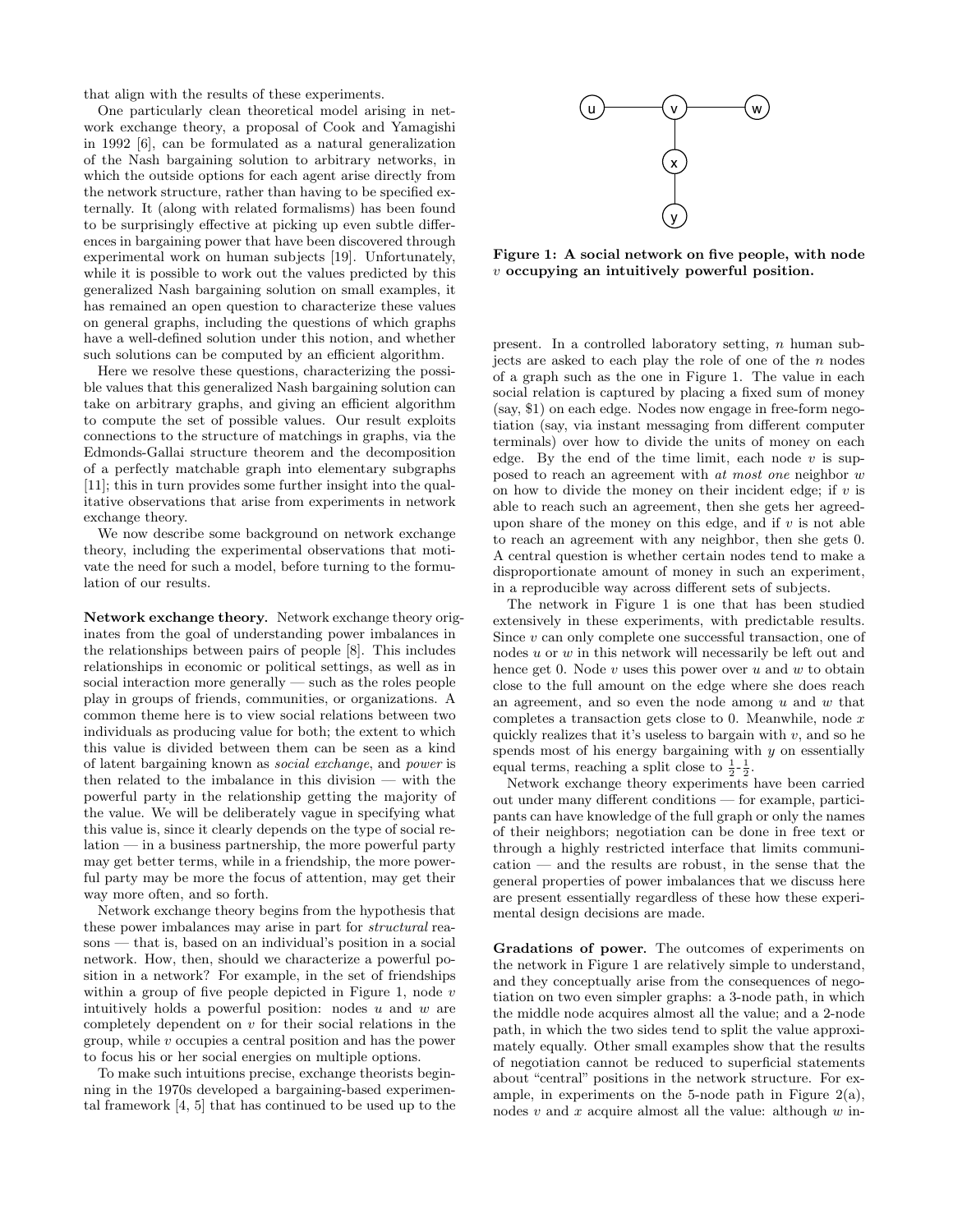that align with the results of these experiments.

One particularly clean theoretical model arising in network exchange theory, a proposal of Cook and Yamagishi in 1992 [6], can be formulated as a natural generalization of the Nash bargaining solution to arbitrary networks, in which the outside options for each agent arise directly from the network structure, rather than having to be specified externally. It (along with related formalisms) has been found to be surprisingly effective at picking up even subtle differences in bargaining power that have been discovered through experimental work on human subjects [19]. Unfortunately, while it is possible to work out the values predicted by this generalized Nash bargaining solution on small examples, it has remained an open question to characterize these values on general graphs, including the questions of which graphs have a well-defined solution under this notion, and whether such solutions can be computed by an efficient algorithm.

Here we resolve these questions, characterizing the possible values that this generalized Nash bargaining solution can take on arbitrary graphs, and giving an efficient algorithm to compute the set of possible values. Our result exploits connections to the structure of matchings in graphs, via the Edmonds-Gallai structure theorem and the decomposition of a perfectly matchable graph into elementary subgraphs [11]; this in turn provides some further insight into the qualitative observations that arise from experiments in network exchange theory.

We now describe some background on network exchange theory, including the experimental observations that motivate the need for such a model, before turning to the formulation of our results.

**Network exchange theory.** Network exchange theory originates from the goal of understanding power imbalances in the relationships between pairs of people [8]. This includes relationships in economic or political settings, as well as in social interaction more generally — such as the roles people play in groups of friends, communities, or organizations. A common theme here is to view social relations between two individuals as producing value for both; the extent to which this value is divided between them can be seen as a kind of latent bargaining known as *social exchange*, and *power* is then related to the imbalance in this division — with the powerful party in the relationship getting the majority of the value. We will be deliberately vague in specifying what this value is, since it clearly depends on the type of social relation — in a business partnership, the more powerful party may get better terms, while in a friendship, the more powerful party may be more the focus of attention, may get their way more often, and so forth.

Network exchange theory begins from the hypothesis that these power imbalances may arise in part for *structural* reasons — that is, based on an individual's position in a social network. How, then, should we characterize a powerful position in a network? For example, in the set of friendships within a group of five people depicted in Figure 1, node $v$ intuitively holds a powerful position: nodes $u$ and $w$ are completely dependent on $v$ for their social relations in the group, while $v$ occupies a central position and has the power to focus his or her social energies on multiple options.

To make such intuitions precise, exchange theorists beginning in the 1970s developed a bargaining-based experimental framework [4, 5] that has continued to be used up to the present. In a controlled laboratory setting, $n$ human subjects are asked to each play the role of one of the $n$ nodes of a graph such as the one in Figure 1. The value in each social relation is captured by placing a fixed sum of money (say, \$1) on each edge. Nodes now engage in free-form negotiation (say, via instant messaging from different computer terminals) over how to divide the units of money on each edge. By the end of the time limit, each node $v$ is supposed to reach an agreement with *at most one* neighbor $w$ on how to divide the money on their incident edge; if $v$ is able to reach such an agreement, then she gets her agreed-upon share of the money on this edge, and if $v$ is not able to reach an agreement with any neighbor, then she gets 0. A central question is whether certain nodes tend to make a disproportionate amount of money in such an experiment, in a reproducible way across different sets of subjects.

**Figure 1: A social network on five people, with node $v$ occupying an intuitively powerful position.**

The network in Figure 1 is one that has been studied extensively in these experiments, with predictable results. Since $v$ can only complete one successful transaction, one of nodes $u$ or $w$ in this network will necessarily be left out and hence get 0. Node $v$ uses this power over $u$ and $w$ to obtain close to the full amount on the edge where she does reach an agreement, and so even the node among $u$ and $w$ that completes a transaction gets close to 0. Meanwhile, node $x$ quickly realizes that it's useless to bargain with $v$, and so he spends most of his energy bargaining with $y$ on essentially equal terms, reaching a split close to $\frac{1}{2}$-$\frac{1}{2}$.

Network exchange theory experiments have been carried out under many different conditions — for example, participants can have knowledge of the full graph or only the names of their neighbors; negotiation can be done in free text or through a highly restricted interface that limits communication — and the results are robust, in the sense that the general properties of power imbalances that we discuss here are present essentially regardless of these how these experimental design decisions are made.

**Gradations of power.** The outcomes of experiments on the network in Figure 1 are relatively simple to understand, and they conceptually arise from the consequences of negotiation on two even simpler graphs: a 3-node path, in which the middle node acquires almost all the value; and a 2-node path, in which the two sides tend to split the value approximately equally. Other small examples show that the results of negotiation cannot be reduced to superficial statements about "central" positions in the network structure. For example, in experiments on the 5-node path in Figure 2(a), nodes $v$ and $x$ acquire almost all the value: although $w$ in-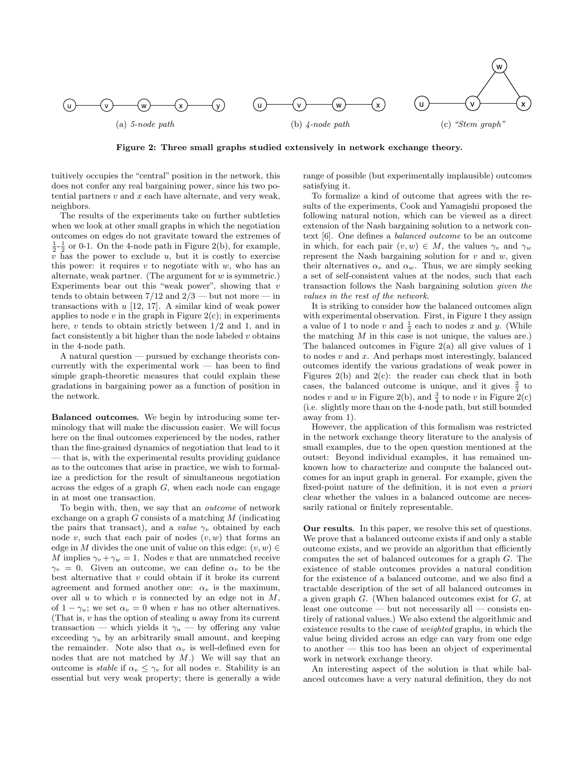(a) *5-node path* (b) *4-node path* (c) *"Stem graph"*

**Figure 2: Three small graphs studied extensively in network exchange theory.**

tuitively occupies the "central" position in the network, this does not confer any real bargaining power, since his two potential partners $v$ and $x$ each have alternate, and very weak, neighbors.

The results of the experiments take on further subtleties when we look at other small graphs in which the negotiation outcomes on edges do not gravitate toward the extremes of $\frac{1}{2}$-$\frac{1}{2}$ or 0-1. On the 4-node path in Figure 2(b), for example, $v$ has the power to exclude $u$, but it is costly to exercise this power: it requires $v$ to negotiate with $w$, who has an alternate, weak partner. (The argument for $w$ is symmetric.) Experiments bear out this "weak power", showing that $v$ tends to obtain between $7/12$ and $2/3$ — but not more — in transactions with $u$ [12, 17]. A similar kind of weak power applies to node $v$ in the graph in Figure 2(c); in experiments here, $v$ tends to obtain strictly between $1/2$ and 1, and in fact consistently a bit higher than the node labeled $v$ obtains in the 4-node path.

A natural question — pursued by exchange theorists concurrently with the experimental work — has been to find simple graph-theoretic measures that could explain these gradations in bargaining power as a function of position in the network.

**Balanced outcomes.** We begin by introducing some terminology that will make the discussion easier. We will focus here on the final outcomes experienced by the nodes, rather than the fine-grained dynamics of negotiation that lead to it — that is, with the experimental results providing guidance as to the outcomes that arise in practice, we wish to formalize a prediction for the result of simultaneous negotiation across the edges of a graph $G$, when each node can engage in at most one transaction.

To begin with, then, we say that an *outcome* of network exchange on a graph $G$ consists of a matching $M$ (indicating the pairs that transact), and a *value* $\gamma_v$ obtained by each node $v$, such that each pair of nodes $(v, w)$ that forms an edge in $M$ divides the one unit of value on this edge: $(v, w) \in M$ implies $\gamma_v + \gamma_w = 1$. Nodes $v$ that are unmatched receive $\gamma_v = 0$. Given an outcome, we can define $\alpha_v$ to be the best alternative that $v$ could obtain if it broke its current agreement and formed another one: $\alpha_v$ is the maximum, over all $u$ to which $v$ is connected by an edge not in $M$, of $1 - \gamma_u$; we set $\alpha_v = 0$ when $v$ has no other alternatives. (That is, $v$ has the option of stealing $u$ away from its current transaction — which yields it $\gamma_u$ — by offering any value exceeding $\gamma_u$ by an arbitrarily small amount, and keeping the remainder. Note also that $\alpha_v$ is well-defined even for nodes that are not matched by $M$.) We will say that an outcome is *stable* if $\alpha_v \leq \gamma_v$ for all nodes $v$. Stability is an essential but very weak property; there is generally a wide range of possible (but experimentally implausible) outcomes satisfying it.

To formalize a kind of outcome that agrees with the results of the experiments, Cook and Yamagishi proposed the following natural notion, which can be viewed as a direct extension of the Nash bargaining solution to a network context [6]. One defines a *balanced outcome* to be an outcome in which, for each pair $(v, w) \in M$, the values $\gamma_v$ and $\gamma_w$ represent the Nash bargaining solution for $v$ and $w$, given their alternatives $\alpha_v$ and $\alpha_w$. Thus, we are simply seeking a set of self-consistent values at the nodes, such that each transaction follows the Nash bargaining solution *given the values in the rest of the network*.

It is striking to consider how the balanced outcomes align with experimental observation. First, in Figure 1 they assign a value of 1 to node $v$ and $\frac{1}{2}$ each to nodes $x$ and $y$. (While the matching $M$ in this case is not unique, the values are.) The balanced outcomes in Figure 2(a) all give values of 1 to nodes $v$ and $x$. And perhaps most interestingly, balanced outcomes identify the various gradations of weak power in Figures 2(b) and 2(c): the reader can check that in both cases, the balanced outcome is unique, and it gives $\frac{2}{3}$ to nodes $v$ and $w$ in Figure 2(b), and $\frac{3}{4}$ to node $v$ in Figure 2(c) (i.e. slightly more than on the 4-node path, but still bounded away from 1).

However, the application of this formalism was restricted in the network exchange theory literature to the analysis of small examples, due to the open question mentioned at the outset: Beyond individual examples, it has remained unknown how to characterize and compute the balanced outcomes for an input graph in general. For example, given the fixed-point nature of the definition, it is not even *a priori* clear whether the values in a balanced outcome are necessarily rational or finitely representable.

**Our results.** In this paper, we resolve this set of questions. We prove that a balanced outcome exists if and only a stable outcome exists, and we provide an algorithm that efficiently computes the set of balanced outcomes for a graph $G$. The existence of stable outcomes provides a natural condition for the existence of a balanced outcome, and we also find a tractable description of the set of all balanced outcomes in a given graph $G$. (When balanced outcomes exist for $G$, at least one outcome — but not necessarily all — consists entirely of rational values.) We also extend the algorithmic and existence results to the case of *weighted* graphs, in which the value being divided across an edge can vary from one edge to another — this too has been an object of experimental work in network exchange theory.

An interesting aspect of the solution is that while balanced outcomes have a very natural definition, they do not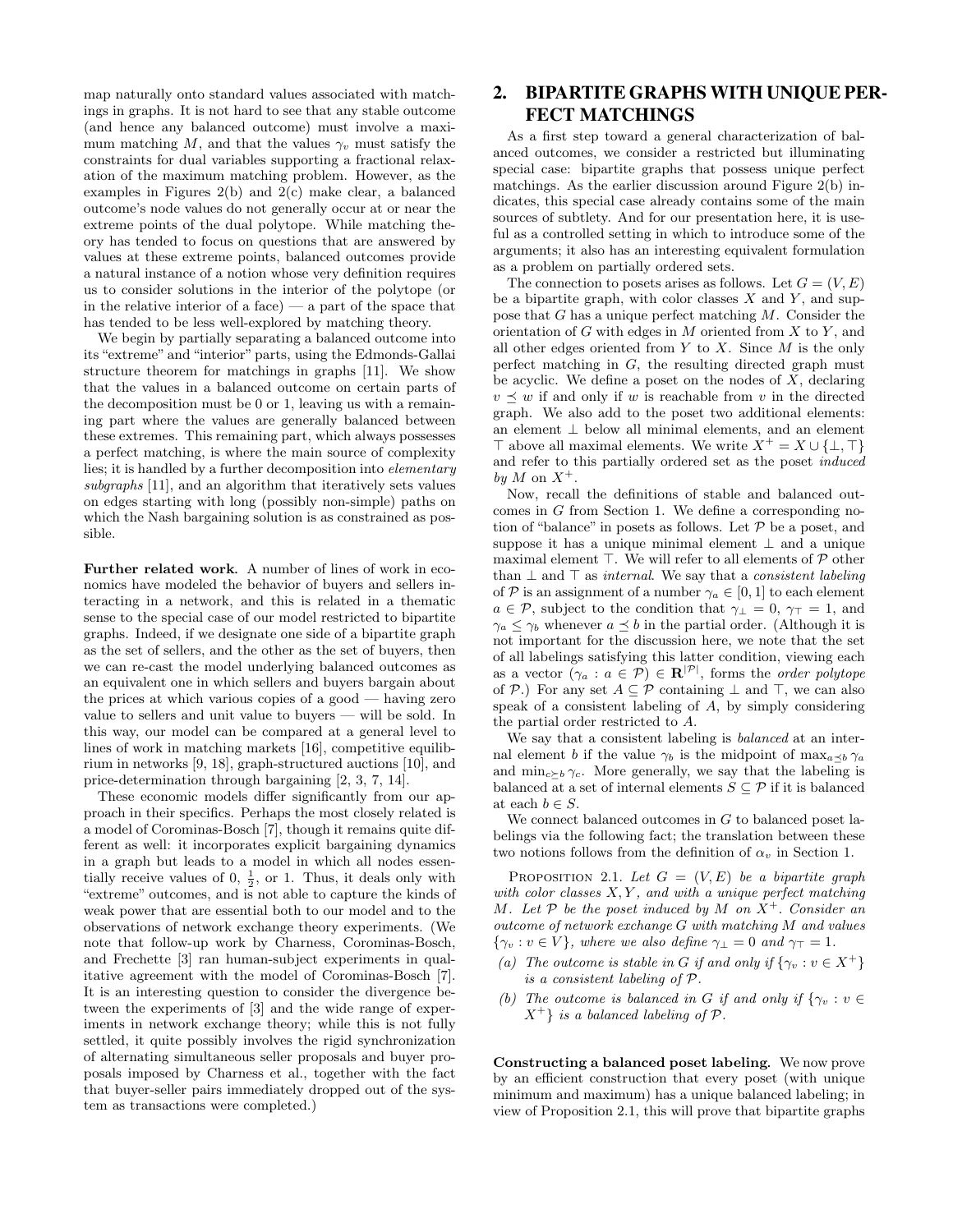map naturally onto standard values associated with matchings in graphs. It is not hard to see that any stable outcome (and hence any balanced outcome) must involve a maximum matching $M$, and that the values $\gamma_v$ must satisfy the constraints for dual variables supporting a fractional relaxation of the maximum matching problem. However, as the examples in Figures 2(b) and 2(c) make clear, a balanced outcome's node values do not generally occur at or near the extreme points of the dual polytope. While matching theory has tended to focus on questions that are answered by values at these extreme points, balanced outcomes provide a natural instance of a notion whose very definition requires us to consider solutions in the interior of the polytope (or in the relative interior of a face) — a part of the space that has tended to be less well-explored by matching theory.

We begin by partially separating a balanced outcome into its "extreme" and "interior" parts, using the Edmonds-Gallai structure theorem for matchings in graphs [11]. We show that the values in a balanced outcome on certain parts of the decomposition must be 0 or 1, leaving us with a remaining part where the values are generally balanced between these extremes. This remaining part, which always possesses a perfect matching, is where the main source of complexity lies; it is handled by a further decomposition into *elementary subgraphs* [11], and an algorithm that iteratively sets values on edges starting with long (possibly non-simple) paths on which the Nash bargaining solution is as constrained as possible.

**Further related work.** A number of lines of work in economics have modeled the behavior of buyers and sellers interacting in a network, and this is related in a thematic sense to the special case of our model restricted to bipartite graphs. Indeed, if we designate one side of a bipartite graph as the set of sellers, and the other as the set of buyers, then we can re-cast the model underlying balanced outcomes as an equivalent one in which sellers and buyers bargain about the prices at which various copies of a good — having zero value to sellers and unit value to buyers — will be sold. In this way, our model can be compared at a general level to lines of work in matching markets [16], competitive equilibrium in networks [9, 18], graph-structured auctions [10], and price-determination through bargaining [2, 3, 7, 14].

These economic models differ significantly from our approach in their specifics. Perhaps the most closely related is a model of Corominas-Bosch [7], though it remains quite different as well: it incorporates explicit bargaining dynamics in a graph but leads to a model in which all nodes essentially receive values of 0, $\frac{1}{2}$, or 1. Thus, it deals only with "extreme" outcomes, and is not able to capture the kinds of weak power that are essential both to our model and to the observations of network exchange theory experiments. (We note that follow-up work by Charness, Corominas-Bosch, and Frechette [3] ran human-subject experiments in qualitative agreement with the model of Corominas-Bosch [7]. It is an interesting question to consider the divergence between the experiments of [3] and the wide range of experiments in network exchange theory; while this is not fully settled, it quite possibly involves the rigid synchronization of alternating simultaneous seller proposals and buyer proposals imposed by Charness et al., together with the fact that buyer-seller pairs immediately dropped out of the system as transactions were completed.)

## 2. BIPARTITE GRAPHS WITH UNIQUE PERFECT MATCHINGS

As a first step toward a general characterization of balanced outcomes, we consider a restricted but illuminating special case: bipartite graphs that possess unique perfect matchings. As the earlier discussion around Figure 2(b) indicates, this special case already contains some of the main sources of subtlety. And for our presentation here, it is useful as a controlled setting in which to introduce some of the arguments; it also has an interesting equivalent formulation as a problem on partially ordered sets.

The connection to posets arises as follows. Let $G = (V, E)$ be a bipartite graph, with color classes $X$ and $Y$, and suppose that $G$ has a unique perfect matching $M$. Consider the orientation of $G$ with edges in $M$ oriented from $X$ to $Y$, and all other edges oriented from $Y$ to $X$. Since $M$ is the only perfect matching in $G$, the resulting directed graph must be acyclic. We define a poset on the nodes of $X$, declaring $v \preceq w$ if and only if $w$ is reachable from $v$ in the directed graph. We also add to the poset two additional elements: an element $\bot$ below all minimal elements, and an element $\top$ above all maximal elements. We write $X^+ = X \cup \{\bot, \top\}$ and refer to this partially ordered set as the poset *induced by* $M$ on $X^+$.

Now, recall the definitions of stable and balanced outcomes in $G$ from Section 1. We define a corresponding notion of "balance" in posets as follows. Let $\mathcal{P}$ be a poset, and suppose it has a unique minimal element $\bot$ and a unique maximal element $\top$. We will refer to all elements of $\mathcal{P}$ other than $\bot$ and $\top$ as *internal*. We say that a *consistent labeling* of $\mathcal{P}$ is an assignment of a number $\gamma_a \in [0, 1]$ to each element $a \in \mathcal{P}$, subject to the condition that $\gamma_\bot = 0$, $\gamma_\top = 1$, and $\gamma_a \le \gamma_b$ whenever $a \preceq b$ in the partial order. (Although it is not important for the discussion here, we note that the set of all labelings satisfying this latter condition, viewing each as a vector $(\gamma_a : a \in \mathcal{P}) \in \mathbf{R}^{|\mathcal{P}|}$, forms the *order polytope* of $\mathcal{P}$.) For any set $A \subseteq \mathcal{P}$ containing $\bot$ and $\top$, we can also speak of a consistent labeling of $A$, by simply considering the partial order restricted to $A$.

We say that a consistent labeling is *balanced* at an internal element $b$ if the value $\gamma_b$ is the midpoint of $\max_{a \prec b} \gamma_a$ and $\min_{c \succ b} \gamma_c$. More generally, we say that the labeling is balanced at a set of internal elements $S \subseteq \mathcal{P}$ if it is balanced at each $b \in S$.

We connect balanced outcomes in $G$ to balanced poset labelings via the following fact; the translation between these two notions follows from the definition of $\alpha_v$ in Section 1.

PROPOSITION 2.1. *Let $G = (V, E)$ be a bipartite graph with color classes $X, Y$, and with a unique perfect matching $M$. Let $\mathcal{P}$ be the poset induced by $M$ on $X^+$. Consider an outcome of network exchange $G$ with matching $M$ and values $\{\gamma_v : v \in V\}$, where we also define $\gamma_\bot = 0$ and $\gamma_\top = 1$.*

- *(a) The outcome is stable in $G$ if and only if $\{\gamma_v : v \in X^+\}$ is a consistent labeling of $\mathcal{P}$.*
- *(b) The outcome is balanced in $G$ if and only if $\{\gamma_v : v \in X^+\}$ is a balanced labeling of $\mathcal{P}$.*

**Constructing a balanced poset labeling.** We now prove by an efficient construction that every poset (with unique minimum and maximum) has a unique balanced labeling; in view of Proposition 2.1, this will prove that bipartite graphs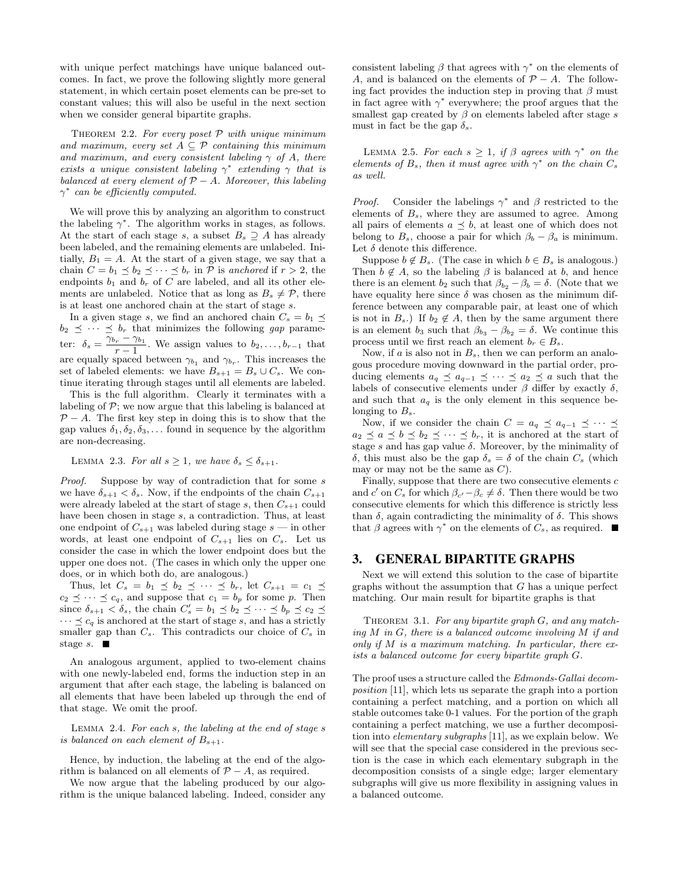with unique perfect matchings have unique balanced outcomes. In fact, we prove the following slightly more general statement, in which certain poset elements can be pre-set to constant values; this will also be useful in the next section when we consider general bipartite graphs.

Theorem 2.2. *For every poset $\mathcal{P}$ with unique minimum and maximum, every set $A \subseteq \mathcal{P}$ containing this minimum and maximum, and every consistent labeling $\gamma$ of $A$, there exists a unique consistent labeling $\gamma^*$ extending $\gamma$ that is balanced at every element of $\mathcal{P} - A$. Moreover, this labeling $\gamma^*$ can be efficiently computed.*

We will prove this by analyzing an algorithm to construct the labeling $\gamma^*$. The algorithm works in stages, as follows. At the start of each stage $s$, a subset $B_s \supseteq A$ has already been labeled, and the remaining elements are unlabeled. Initially, $B_1 = A$. At the start of a given stage, we say that a chain $C = b_1 \preceq b_2 \preceq \cdots \preceq b_r$ in $\mathcal{P}$ is *anchored* if $r > 2$, the endpoints $b_1$ and $b_r$ of $C$ are labeled, and all its other elements are unlabeled. Notice that as long as $B_s \neq \mathcal{P}$, there is at least one anchored chain at the start of stage $s$.

In a given stage $s$, we find an anchored chain $C_s = b_1 \preceq b_2 \preceq \cdots \preceq b_r$ that minimizes the following *gap* parameter: $\delta_s = \dfrac{\gamma_{b_r} - \gamma_{b_1}}{r-1}$. We assign values to $b_2, \ldots, b_{r-1}$ that are equally spaced between $\gamma_{b_1}$ and $\gamma_{b_r}$. This increases the set of labeled elements: we have $B_{s+1} = B_s \cup C_s$. We continue iterating through stages until all elements are labeled.

This is the full algorithm. Clearly it terminates with a labeling of $\mathcal{P}$; we now argue that this labeling is balanced at $\mathcal{P} - A$. The first key step in doing this is to show that the gap values $\delta_1, \delta_2, \delta_3, \ldots$ found in sequence by the algorithm are non-decreasing.

Lemma 2.3. *For all $s \geq 1$, we have $\delta_s \leq \delta_{s+1}$.*

*Proof.* Suppose by way of contradiction that for some $s$ we have $\delta_{s+1} < \delta_s$. Now, if the endpoints of the chain $C_{s+1}$ were already labeled at the start of stage $s$, then $C_{s+1}$ could have been chosen in stage $s$, a contradiction. Thus, at least one endpoint of $C_{s+1}$ was labeled during stage $s$ — in other words, at least one endpoint of $C_{s+1}$ lies on $C_s$. Let us consider the case in which the lower endpoint does but the upper one does not. (The cases in which only the upper one does, or in which both do, are analogous.)

Thus, let $C_s = b_1 \preceq b_2 \preceq \cdots \preceq b_r$, let $C_{s+1} = c_1 \preceq c_2 \preceq \cdots \preceq c_q$, and suppose that $c_1 = b_p$ for some $p$. Then since $\delta_{s+1} < \delta_s$, the chain $C'_s = b_1 \preceq b_2 \preceq \cdots \preceq b_p \preceq c_2 \preceq \cdots \preceq c_q$ is anchored at the start of stage $s$, and has a strictly smaller gap than $C_s$. This contradicts our choice of $C_s$ in stage $s$. ∎

An analogous argument, applied to two-element chains with one newly-labeled end, forms the induction step in an argument that after each stage, the labeling is balanced on all elements that have been labeled up through the end of that stage. We omit the proof.

Lemma 2.4. *For each $s$, the labeling at the end of stage $s$ is balanced on each element of $B_{s+1}$.*

Hence, by induction, the labeling at the end of the algorithm is balanced on all elements of $\mathcal{P} - A$, as required.

We now argue that the labeling produced by our algorithm is the unique balanced labeling. Indeed, consider any consistent labeling $\beta$ that agrees with $\gamma^*$ on the elements of $A$, and is balanced on the elements of $\mathcal{P} - A$. The following fact provides the induction step in proving that $\beta$ must in fact agree with $\gamma^*$ everywhere; the proof argues that the smallest gap created by $\beta$ on elements labeled after stage $s$ must in fact be the gap $\delta_s$.

Lemma 2.5. *For each $s \geq 1$, if $\beta$ agrees with $\gamma^*$ on the elements of $B_s$, then it must agree with $\gamma^*$ on the chain $C_s$ as well.*

*Proof.* Consider the labelings $\gamma^*$ and $\beta$ restricted to the elements of $B_s$, where they are assumed to agree. Among all pairs of elements $a \preceq b$, at least one of which does not belong to $B_s$, choose a pair for which $\beta_b - \beta_a$ is minimum. Let $\delta$ denote this difference.

Suppose $b \notin B_s$. (The case in which $b \in B_s$ is analogous.) Then $b \notin A$, so the labeling $\beta$ is balanced at $b$, and hence there is an element $b_2$ such that $\beta_{b_2} - \beta_b = \delta$. (Note that we have equality here since $\delta$ was chosen as the minimum difference between any comparable pair, at least one of which is not in $B_s$.) If $b_2 \notin A$, then by the same argument there is an element $b_3$ such that $\beta_{b_3} - \beta_{b_2} = \delta$. We continue this process until we first reach an element $b_r \in B_s$.

Now, if $a$ is also not in $B_s$, then we can perform an analogous procedure moving downward in the partial order, producing elements $a_q \preceq a_{q-1} \preceq \cdots \preceq a_2 \preceq a$ such that the labels of consecutive elements under $\beta$ differ by exactly $\delta$, and such that $a_q$ is the only element in this sequence belonging to $B_s$.

Now, if we consider the chain $C = a_q \preceq a_{q-1} \preceq \cdots \preceq a_2 \preceq a \preceq b \preceq b_2 \preceq \cdots \preceq b_r$, it is anchored at the start of stage $s$ and has gap value $\delta$. Moreover, by the minimality of $\delta$, this must also be the gap $\delta_s = \delta$ of the chain $C_s$ (which may or may not be the same as $C$).

Finally, suppose that there are two consecutive elements $c$ and $c'$ on $C_s$ for which $\beta_{c'} - \beta_c \neq \delta$. Then there would be two consecutive elements for which this difference is strictly less than $\delta$, again contradicting the minimality of $\delta$. This shows that $\beta$ agrees with $\gamma^*$ on the elements of $C_s$, as required. ∎

## 3. GENERAL BIPARTITE GRAPHS

Next we will extend this solution to the case of bipartite graphs without the assumption that $G$ has a unique perfect matching. Our main result for bipartite graphs is that

Theorem 3.1. *For any bipartite graph $G$, and any matching $M$ in $G$, there is a balanced outcome involving $M$ if and only if $M$ is a maximum matching. In particular, there exists a balanced outcome for every bipartite graph $G$.*

The proof uses a structure called the *Edmonds-Gallai decomposition* [11], which lets us separate the graph into a portion containing a perfect matching, and a portion on which all stable outcomes take 0-1 values. For the portion of the graph containing a perfect matching, we use a further decomposition into *elementary subgraphs* [11], as we explain below. We will see that the special case considered in the previous section is the case in which each elementary subgraph in the decomposition consists of a single edge; larger elementary subgraphs will give us more flexibility in assigning values in a balanced outcome.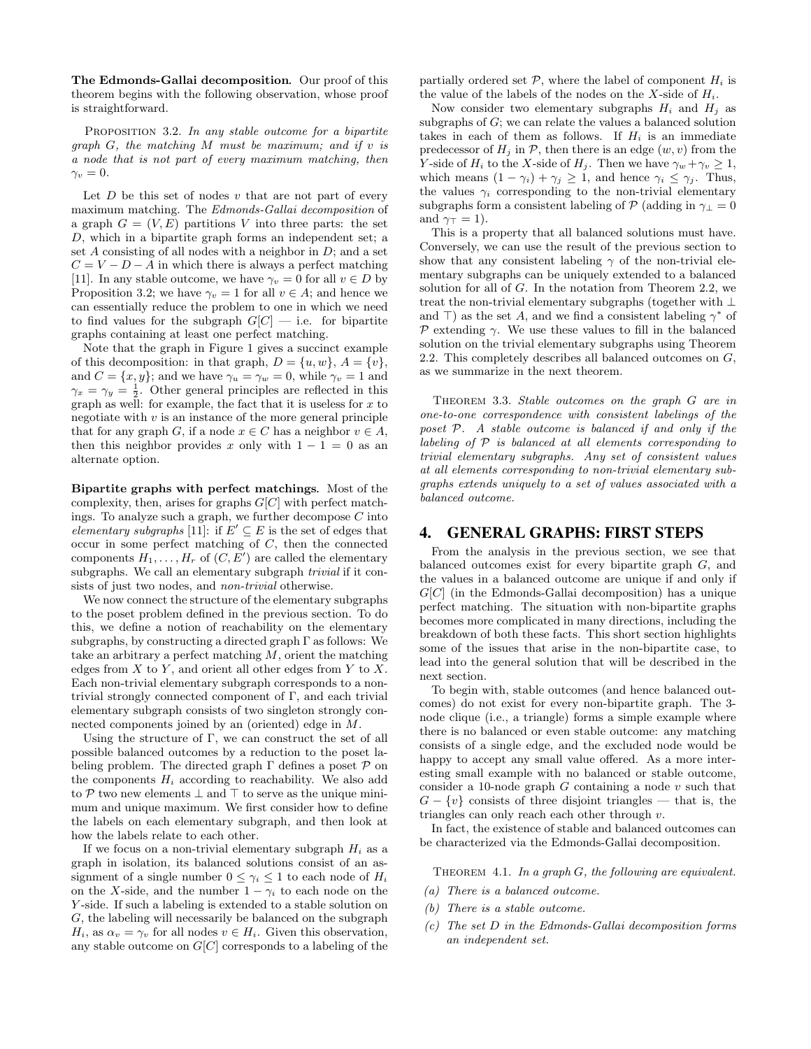**The Edmonds-Gallai decomposition.** Our proof of this theorem begins with the following observation, whose proof is straightforward.

PROPOSITION 3.2. *In any stable outcome for a bipartite graph $G$, the matching $M$ must be maximum; and if $v$ is a node that is not part of every maximum matching, then $\gamma_v = 0$.*

Let $D$ be this set of nodes $v$ that are not part of every maximum matching. The *Edmonds-Gallai decomposition* of a graph $G = (V, E)$ partitions $V$ into three parts: the set $D$, which in a bipartite graph forms an independent set; a set $A$ consisting of all nodes with a neighbor in $D$; and a set $C = V - D - A$ in which there is always a perfect matching [11]. In any stable outcome, we have $\gamma_v = 0$ for all $v \in D$ by Proposition 3.2; we have $\gamma_v = 1$ for all $v \in A$; and hence we can essentially reduce the problem to one in which we need to find values for the subgraph $G[C]$ — i.e. for bipartite graphs containing at least one perfect matching.

Note that the graph in Figure 1 gives a succinct example of this decomposition: in that graph, $D = \{u, w\}$, $A = \{v\}$, and $C = \{x, y\}$; and we have $\gamma_u = \gamma_w = 0$, while $\gamma_v = 1$ and $\gamma_x = \gamma_y = \frac{1}{2}$. Other general principles are reflected in this graph as well: for example, the fact that it is useless for $x$ to negotiate with $v$ is an instance of the more general principle that for any graph $G$, if a node $x \in C$ has a neighbor $v \in A$, then this neighbor provides $x$ only with $1 - 1 = 0$ as an alternate option.

**Bipartite graphs with perfect matchings.** Most of the complexity, then, arises for graphs $G[C]$ with perfect matchings. To analyze such a graph, we further decompose $C$ into *elementary subgraphs* [11]: if $E' \subseteq E$ is the set of edges that occur in some perfect matching of $C$, then the connected components $H_1, \ldots, H_r$ of $(C, E')$ are called the elementary subgraphs. We call an elementary subgraph *trivial* if it consists of just two nodes, and *non-trivial* otherwise.

We now connect the structure of the elementary subgraphs to the poset problem defined in the previous section. To do this, we define a notion of reachability on the elementary subgraphs, by constructing a directed graph $\Gamma$ as follows: We take an arbitrary a perfect matching $M$, orient the matching edges from $X$ to $Y$, and orient all other edges from $Y$ to $X$. Each non-trivial elementary subgraph corresponds to a non-trivial strongly connected component of $\Gamma$, and each trivial elementary subgraph consists of two singleton strongly connected components joined by an (oriented) edge in $M$.

Using the structure of $\Gamma$, we can construct the set of all possible balanced outcomes by a reduction to the poset labeling problem. The directed graph $\Gamma$ defines a poset $\mathcal{P}$ on the components $H_i$ according to reachability. We also add to $\mathcal{P}$ two new elements $\perp$ and $\top$ to serve as the unique minimum and unique maximum. We first consider how to define the labels on each elementary subgraph, and then look at how the labels relate to each other.

If we focus on a non-trivial elementary subgraph $H_i$ as a graph in isolation, its balanced solutions consist of an assignment of a single number $0 \leq \gamma_i \leq 1$ to each node of $H_i$ on the $X$-side, and the number $1 - \gamma_i$ to each node on the $Y$-side. If such a labeling is extended to a stable solution on $G$, the labeling will necessarily be balanced on the subgraph $H_i$, as $\alpha_v = \gamma_v$ for all nodes $v \in H_i$. Given this observation, any stable outcome on $G[C]$ corresponds to a labeling of the partially ordered set $\mathcal{P}$, where the label of component $H_i$ is the value of the labels of the nodes on the $X$-side of $H_i$.

Now consider two elementary subgraphs $H_i$ and $H_j$ as subgraphs of $G$; we can relate the values a balanced solution takes in each of them as follows. If $H_i$ is an immediate predecessor of $H_j$ in $\mathcal{P}$, then there is an edge $(w, v)$ from the $Y$-side of $H_i$ to the $X$-side of $H_j$. Then we have $\gamma_w + \gamma_v \geq 1$, which means $(1 - \gamma_i) + \gamma_j \geq 1$, and hence $\gamma_i \leq \gamma_j$. Thus, the values $\gamma_i$ corresponding to the non-trivial elementary subgraphs form a consistent labeling of $\mathcal{P}$ (adding in $\gamma_\perp = 0$ and $\gamma_\top = 1$).

This is a property that all balanced solutions must have. Conversely, we can use the result of the previous section to show that any consistent labeling $\gamma$ of the non-trivial elementary subgraphs can be uniquely extended to a balanced solution for all of $G$. In the notation from Theorem 2.2, we treat the non-trivial elementary subgraphs (together with $\perp$ and $\top$) as the set $A$, and we find a consistent labeling $\gamma^*$ of $\mathcal{P}$ extending $\gamma$. We use these values to fill in the balanced solution on the trivial elementary subgraphs using Theorem 2.2. This completely describes all balanced outcomes on $G$, as we summarize in the next theorem.

THEOREM 3.3. *Stable outcomes on the graph $G$ are in one-to-one correspondence with consistent labelings of the poset $\mathcal{P}$. A stable outcome is balanced if and only if the labeling of $\mathcal{P}$ is balanced at all elements corresponding to trivial elementary subgraphs. Any set of consistent values at all elements corresponding to non-trivial elementary subgraphs extends uniquely to a set of values associated with a balanced outcome.*

# 4. GENERAL GRAPHS: FIRST STEPS

From the analysis in the previous section, we see that balanced outcomes exist for every bipartite graph $G$, and the values in a balanced outcome are unique if and only if $G[C]$ (in the Edmonds-Gallai decomposition) has a unique perfect matching. The situation with non-bipartite graphs becomes more complicated in many directions, including the breakdown of both these facts. This short section highlights some of the issues that arise in the non-bipartite case, to lead into the general solution that will be described in the next section.

To begin with, stable outcomes (and hence balanced outcomes) do not exist for every non-bipartite graph. The 3-node clique (i.e., a triangle) forms a simple example where there is no balanced or even stable outcome: any matching consists of a single edge, and the excluded node would be happy to accept any small value offered. As a more interesting small example with no balanced or stable outcome, consider a 10-node graph $G$ containing a node $v$ such that $G - \{v\}$ consists of three disjoint triangles — that is, the triangles can only reach each other through $v$.

In fact, the existence of stable and balanced outcomes can be characterized via the Edmonds-Gallai decomposition.

THEOREM 4.1. *In a graph $G$, the following are equivalent.*

*(a) There is a balanced outcome.*

*(b) There is a stable outcome.*

*(c) The set $D$ in the Edmonds-Gallai decomposition forms an independent set.*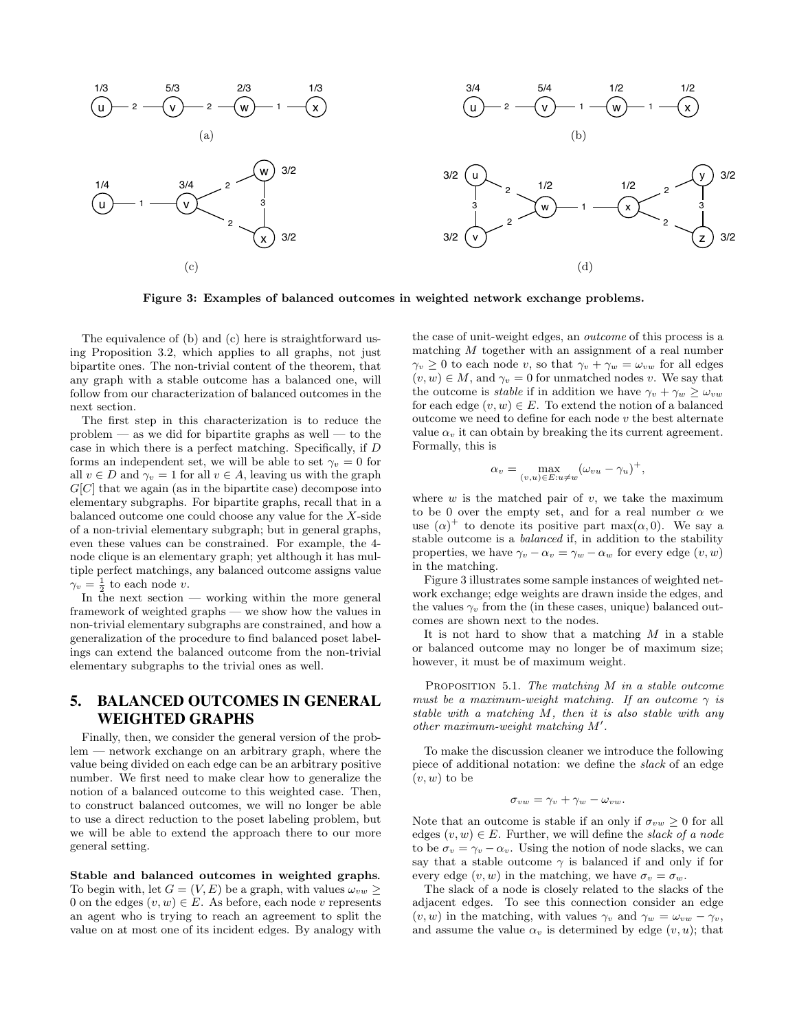Figure 3: Examples of balanced outcomes in weighted network exchange problems.

The equivalence of (b) and (c) here is straightforward using Proposition 3.2, which applies to all graphs, not just bipartite ones. The non-trivial content of the theorem, that any graph with a stable outcome has a balanced one, will follow from our characterization of balanced outcomes in the next section.

The first step in this characterization is to reduce the problem — as we did for bipartite graphs as well — to the case in which there is a perfect matching. Specifically, if $D$ forms an independent set, we will be able to set $\gamma_v = 0$ for all $v \in D$ and $\gamma_v = 1$ for all $v \in A$, leaving us with the graph $G[C]$ that we again (as in the bipartite case) decompose into elementary subgraphs. For bipartite graphs, recall that in a balanced outcome one could choose any value for the $X$-side of a non-trivial elementary subgraph; but in general graphs, even these values can be constrained. For example, the 4-node clique is an elementary graph; yet although it has multiple perfect matchings, any balanced outcome assigns value $\gamma_v = \frac{1}{2}$ to each node $v$.

In the next section — working within the more general framework of weighted graphs — we show how the values in non-trivial elementary subgraphs are constrained, and how a generalization of the procedure to find balanced poset labelings can extend the balanced outcome from the non-trivial elementary subgraphs to the trivial ones as well.

## 5. BALANCED OUTCOMES IN GENERAL WEIGHTED GRAPHS

Finally, then, we consider the general version of the problem — network exchange on an arbitrary graph, where the value being divided on each edge can be an arbitrary positive number. We first need to make clear how to generalize the notion of a balanced outcome to this weighted case. Then, to construct balanced outcomes, we will no longer be able to use a direct reduction to the poset labeling problem, but we will be able to extend the approach there to our more general setting.

**Stable and balanced outcomes in weighted graphs.** To begin with, let $G = (V, E)$ be a graph, with values $\omega_{vw} \geq 0$ on the edges $(v, w) \in E$. As before, each node $v$ represents an agent who is trying to reach an agreement to split the value on at most one of its incident edges. By analogy with the case of unit-weight edges, an *outcome* of this process is a matching $M$ together with an assignment of a real number $\gamma_v \geq 0$ to each node $v$, so that $\gamma_v + \gamma_w = \omega_{vw}$ for all edges $(v, w) \in M$, and $\gamma_v = 0$ for unmatched nodes $v$. We say that the outcome is *stable* if in addition we have $\gamma_v + \gamma_w \geq \omega_{vw}$ for each edge $(v, w) \in E$. To extend the notion of a balanced outcome we need to define for each node $v$ the best alternate value $\alpha_v$ it can obtain by breaking the its current agreement. Formally, this is

$$\alpha_v = \max_{(v,u)\in E: u\neq w} (\omega_{vu} - \gamma_u)^+,$$

where $w$ is the matched pair of $v$, we take the maximum to be 0 over the empty set, and for a real number $\alpha$ we use $(\alpha)^+$ to denote its positive part $\max(\alpha, 0)$. We say a stable outcome is a *balanced* if, in addition to the stability properties, we have $\gamma_v - \alpha_v = \gamma_w - \alpha_w$ for every edge $(v, w)$ in the matching.

Figure 3 illustrates some sample instances of weighted network exchange; edge weights are drawn inside the edges, and the values $\gamma_v$ from the (in these cases, unique) balanced outcomes are shown next to the nodes.

It is not hard to show that a matching $M$ in a stable or balanced outcome may no longer be of maximum size; however, it must be of maximum weight.

Proposition 5.1. *The matching $M$ in a stable outcome must be a maximum-weight matching. If an outcome $\gamma$ is stable with a matching $M$, then it is also stable with any other maximum-weight matching $M'$.*

To make the discussion cleaner we introduce the following piece of additional notation: we define the *slack* of an edge $(v, w)$ to be

$$\sigma_{vw} = \gamma_v + \gamma_w - \omega_{vw}.$$

Note that an outcome is stable if an only if $\sigma_{vw} \geq 0$ for all edges $(v, w) \in E$. Further, we will define the *slack of a node* to be $\sigma_v = \gamma_v - \alpha_v$. Using the notion of node slacks, we can say that a stable outcome $\gamma$ is balanced if and only if for every edge $(v, w)$ in the matching, we have $\sigma_v = \sigma_w$.

The slack of a node is closely related to the slacks of the adjacent edges. To see this connection consider an edge $(v, w)$ in the matching, with values $\gamma_v$ and $\gamma_w = \omega_{vw} - \gamma_v$, and assume the value $\alpha_v$ is determined by edge $(v, u)$; that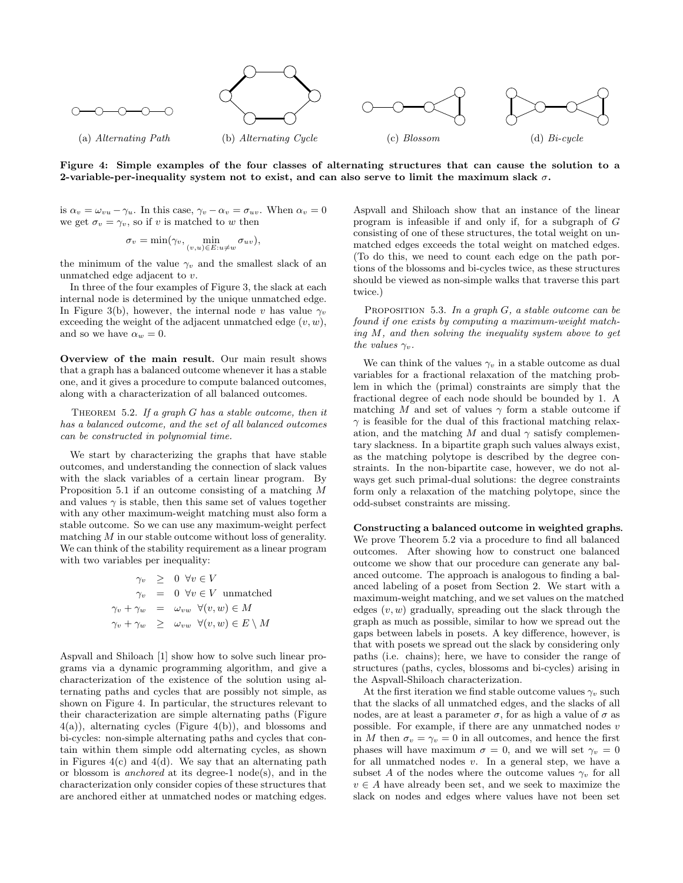(a) *Alternating Path* (b) *Alternating Cycle* (c) *Blossom* (d) *Bi-cycle*

**Figure 4: Simple examples of the four classes of alternating structures that can cause the solution to a 2-variable-per-inequality system not to exist, and can also serve to limit the maximum slack $\sigma$.**

is $\alpha_v = \omega_{vu} - \gamma_u$. In this case, $\gamma_v - \alpha_v = \sigma_{uv}$. When $\alpha_v = 0$ we get $\sigma_v = \gamma_v$, so if $v$ is matched to $w$ then

$$\sigma_v = \min(\gamma_v, \min_{(v,u)\in E: u\neq w} \sigma_{uv}),$$

the minimum of the value $\gamma_v$ and the smallest slack of an unmatched edge adjacent to $v$.

In three of the four examples of Figure 3, the slack at each internal node is determined by the unique unmatched edge. In Figure 3(b), however, the internal node $v$ has value $\gamma_v$ exceeding the weight of the adjacent unmatched edge $(v, w)$, and so we have $\alpha_w = 0$.

**Overview of the main result.** Our main result shows that a graph has a balanced outcome whenever it has a stable one, and it gives a procedure to compute balanced outcomes, along with a characterization of all balanced outcomes.

Theorem 5.2. *If a graph $G$ has a stable outcome, then it has a balanced outcome, and the set of all balanced outcomes can be constructed in polynomial time.*

We start by characterizing the graphs that have stable outcomes, and understanding the connection of slack values with the slack variables of a certain linear program. By Proposition 5.1 if an outcome consisting of a matching $M$ and values $\gamma$ is stable, then this same set of values together with any other maximum-weight matching must also form a stable outcome. So we can use any maximum-weight perfect matching $M$ in our stable outcome without loss of generality. We can think of the stability requirement as a linear program with two variables per inequality:

$$\begin{aligned}
\gamma_v &\geq 0 \ \forall v \in V \\
\gamma_v &= 0 \ \forall v \in V \ \text{ unmatched} \\
\gamma_v + \gamma_w &= \omega_{vw} \ \forall (v,w) \in M \\
\gamma_v + \gamma_w &\geq \omega_{vw} \ \forall (v,w) \in E \setminus M
\end{aligned}$$

Aspvall and Shiloach [1] show how to solve such linear programs via a dynamic programming algorithm, and give a characterization of the existence of the solution using alternating paths and cycles that are possibly not simple, as shown on Figure 4. In particular, the structures relevant to their characterization are simple alternating paths (Figure 4(a)), alternating cycles (Figure 4(b)), and blossoms and bi-cycles: non-simple alternating paths and cycles that contain within them simple odd alternating cycles, as shown in Figures 4(c) and 4(d). We say that an alternating path or blossom is *anchored* at its degree-1 node(s), and in the characterization only consider copies of these structures that are anchored either at unmatched nodes or matching edges. Aspvall and Shiloach show that an instance of the linear program is infeasible if and only if, for a subgraph of $G$ consisting of one of these structures, the total weight on unmatched edges exceeds the total weight on matched edges. (To do this, we need to count each edge on the path portions of the blossoms and bi-cycles twice, as these structures should be viewed as non-simple walks that traverse this part twice.)

Proposition 5.3. *In a graph $G$, a stable outcome can be found if one exists by computing a maximum-weight matching $M$, and then solving the inequality system above to get the values $\gamma_v$.*

We can think of the values $\gamma_v$ in a stable outcome as dual variables for a fractional relaxation of the matching problem in which the (primal) constraints are simply that the fractional degree of each node should be bounded by 1. A matching $M$ and set of values $\gamma$ form a stable outcome if $\gamma$ is feasible for the dual of this fractional matching relaxation, and the matching $M$ and dual $\gamma$ satisfy complementary slackness. In a bipartite graph such values always exist, as the matching polytope is described by the degree constraints. In the non-bipartite case, however, we do not always get such primal-dual solutions: the degree constraints form only a relaxation of the matching polytope, since the odd-subset constraints are missing.

**Constructing a balanced outcome in weighted graphs.** We prove Theorem 5.2 via a procedure to find all balanced outcomes. After showing how to construct one balanced outcome we show that our procedure can generate any balanced outcome. The approach is analogous to finding a balanced labeling of a poset from Section 2. We start with a maximum-weight matching, and we set values on the matched edges $(v, w)$ gradually, spreading out the slack through the graph as much as possible, similar to how we spread out the gaps between labels in posets. A key difference, however, is that with posets we spread out the slack by considering only paths (i.e. chains); here, we have to consider the range of structures (paths, cycles, blossoms and bi-cycles) arising in the Aspvall-Shiloach characterization.

At the first iteration we find stable outcome values $\gamma_v$ such that the slacks of all unmatched edges, and the slacks of all nodes, are at least a parameter $\sigma$, for as high a value of $\sigma$ as possible. For example, if there are any unmatched nodes $v$ in $M$ then $\sigma_v = \gamma_v = 0$ in all outcomes, and hence the first phases will have maximum $\sigma = 0$, and we will set $\gamma_v = 0$ for all unmatched nodes $v$. In a general step, we have a subset $A$ of the nodes where the outcome values $\gamma_v$ for all $v \in A$ have already been set, and we seek to maximize the slack on nodes and edges where values have not been set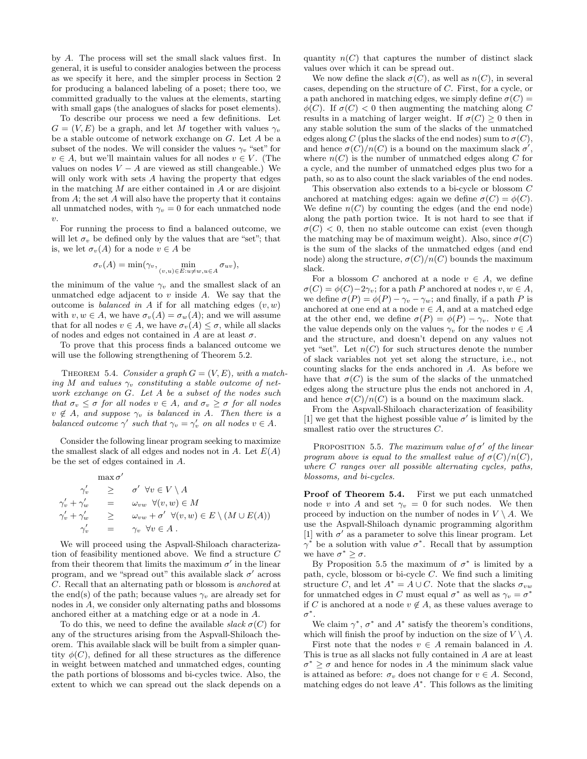by $A$. The process will set the small slack values first. In general, it is useful to consider analogies between the process as we specify it here, and the simpler process in Section 2 for producing a balanced labeling of a poset; there too, we committed gradually to the values at the elements, starting with small gaps (the analogues of slacks for poset elements).

To describe our process we need a few definitions. Let $G = (V, E)$ be a graph, and let $M$ together with values $\gamma_v$ be a stable outcome of network exchange on $G$. Let $A$ be a subset of the nodes. We will consider the values $\gamma_v$ "set" for $v \in A$, but we'll maintain values for all nodes $v \in V$. (The values on nodes $V - A$ are viewed as still changeable.) We will only work with sets $A$ having the property that edges in the matching $M$ are either contained in $A$ or are disjoint from $A$; the set $A$ will also have the property that it contains all unmatched nodes, with $\gamma_v = 0$ for each unmatched node $v$.

For running the process to find a balanced outcome, we will let $\sigma_v$ be defined only by the values that are "set"; that is, we let $\sigma_v(A)$ for a node $v \in A$ be

$$\sigma_v(A) = \min(\gamma_v, \min_{(v,u)\in E: u\neq w, u\in A} \sigma_{uv}),$$

the minimum of the value $\gamma_v$ and the smallest slack of an unmatched edge adjacent to $v$ inside $A$. We say that the outcome is *balanced in* $A$ if for all matching edges $(v, w)$ with $v, w \in A$, we have $\sigma_v(A) = \sigma_w(A)$; and we will assume that for all nodes $v \in A$, we have $\sigma_v(A) \leq \sigma$, while all slacks of nodes and edges not contained in $A$ are at least $\sigma$.

To prove that this process finds a balanced outcome we will use the following strengthening of Theorem 5.2.

Theorem 5.4. *Consider a graph $G = (V, E)$, with a matching $M$ and values $\gamma_v$ constituting a stable outcome of network exchange on $G$. Let $A$ be a subset of the nodes such that $\sigma_v \leq \sigma$ for all nodes $v \in A$, and $\sigma_v \geq \sigma$ for all nodes $v \notin A$, and suppose $\gamma_v$ is balanced in $A$. Then there is a balanced outcome $\gamma'$ such that $\gamma_v = \gamma'_v$ on all nodes $v \in A$.*

Consider the following linear program seeking to maximize the smallest slack of all edges and nodes not in $A$. Let $E(A)$ be the set of edges contained in $A$.

$$
\begin{array}{rcl}
\multicolumn{3}{l}{\max \sigma'} \\
\gamma'_v & \geq & \sigma' \ \ \forall v \in V \setminus A \\
\gamma'_v + \gamma'_w & = & \omega_{vw} \ \ \forall (v, w) \in M \\
\gamma'_v + \gamma'_w & \geq & \omega_{vw} + \sigma' \ \ \forall (v, w) \in E \setminus (M \cup E(A)) \\
\gamma'_v & = & \gamma_v \ \ \forall v \in A\,.
\end{array}
$$

We will proceed using the Aspvall-Shiloach characterization of feasibility mentioned above. We find a structure $C$ from their theorem that limits the maximum $\sigma'$ in the linear program, and we "spread out" this available slack $\sigma'$ across $C$. Recall that an alternating path or blossom is *anchored* at the end(s) of the path; because values $\gamma_v$ are already set for nodes in $A$, we consider only alternating paths and blossoms anchored either at a matching edge or at a node in $A$.

To do this, we need to define the available *slack* $\sigma(C)$ for any of the structures arising from the Aspvall-Shiloach theorem. This available slack will be built from a simpler quantity $\phi(C)$, defined for all these structures as the difference in weight between matched and unmatched edges, counting the path portions of blossoms and bi-cycles twice. Also, the extent to which we can spread out the slack depends on a quantity $n(C)$ that captures the number of distinct slack values over which it can be spread out.

We now define the slack $\sigma(C)$, as well as $n(C)$, in several cases, depending on the structure of $C$. First, for a cycle, or a path anchored in matching edges, we simply define $\sigma(C) = \phi(C)$. If $\sigma(C) < 0$ then augmenting the matching along $C$ results in a matching of larger weight. If $\sigma(C) \geq 0$ then in any stable solution the sum of the slacks of the unmatched edges along $C$ (plus the slacks of the end nodes) sum to $\sigma(C)$, and hence $\sigma(C)/n(C)$ is a bound on the maximum slack $\sigma'$, where $n(C)$ is the number of unmatched edges along $C$ for a cycle, and the number of unmatched edges plus two for a path, so as to also count the slack variables of the end nodes.

This observation also extends to a bi-cycle or blossom $C$ anchored at matching edges: again we define $\sigma(C) = \phi(C)$. We define $n(C)$ by counting the edges (and the end node) along the path portion twice. It is not hard to see that if $\sigma(C) < 0$, then no stable outcome can exist (even though the matching may be of maximum weight). Also, since $\sigma(C)$ is the sum of the slacks of the unmatched edges (and end node) along the structure, $\sigma(C)/n(C)$ bounds the maximum slack.

For a blossom $C$ anchored at a node $v \in A$, we define $\sigma(C) = \phi(C) - 2\gamma_v$; for a path $P$ anchored at nodes $v, w \in A$, we define $\sigma(P) = \phi(P) - \gamma_v - \gamma_w$; and finally, if a path $P$ is anchored at one end at a node $v \in A$, and at a matched edge at the other end, we define $\sigma(P) = \phi(P) - \gamma_v$. Note that the value depends only on the values $\gamma_v$ for the nodes $v \in A$ and the structure, and doesn't depend on any values not yet "set". Let $n(C)$ for such structures denote the number of slack variables not yet set along the structure, i.e., not counting slacks for the ends anchored in $A$. As before we have that $\sigma(C)$ is the sum of the slacks of the unmatched edges along the structure plus the ends not anchored in $A$, and hence $\sigma(C)/n(C)$ is a bound on the maximum slack.

From the Aspvall-Shiloach characterization of feasibility [1] we get that the highest possible value $\sigma'$ is limited by the smallest ratio over the structures $C$.

Proposition 5.5. *The maximum value of $\sigma'$ of the linear program above is equal to the smallest value of $\sigma(C)/n(C)$, where $C$ ranges over all possible alternating cycles, paths, blossoms, and bi-cycles.*

**Proof of Theorem 5.4.** First we put each unmatched node $v$ into $A$ and set $\gamma_v = 0$ for such nodes. We then proceed by induction on the number of nodes in $V \setminus A$. We use the Aspvall-Shiloach dynamic programming algorithm [1] with $\sigma'$ as a parameter to solve this linear program. Let $\gamma^*$ be a solution with value $\sigma^*$. Recall that by assumption we have $\sigma^* \geq \sigma$.

By Proposition 5.5 the maximum of $\sigma^*$ is limited by a path, cycle, blossom or bi-cycle $C$. We find such a limiting structure $C$, and let $A^* = A \cup C$. Note that the slacks $\sigma_{vw}$ for unmatched edges in $C$ must equal $\sigma^*$ as well as $\gamma_v = \sigma^*$ if $C$ is anchored at a node $v \notin A$, as these values average to $\sigma^*$.

We claim $\gamma^*$, $\sigma^*$ and $A^*$ satisfy the theorem's conditions, which will finish the proof by induction on the size of $V \setminus A$.

First note that the nodes $v \in A$ remain balanced in $A$. This is true as all slacks not fully contained in $A$ are at least $\sigma^* \geq \sigma$ and hence for nodes in $A$ the minimum slack value is attained as before: $\sigma_v$ does not change for $v \in A$. Second, matching edges do not leave $A^*$. This follows as the limiting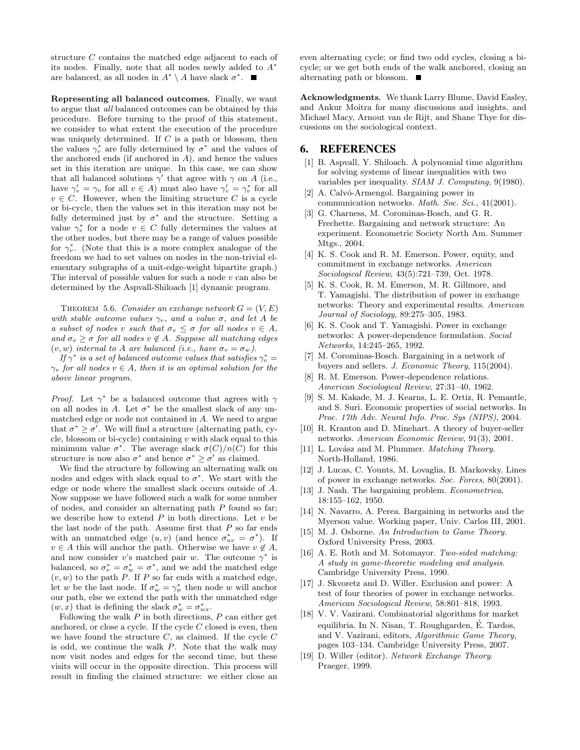structure $C$ contains the matched edge adjacent to each of its nodes. Finally, note that all nodes newly added to $A^*$ are balanced, as all nodes in $A^* \setminus A$ have slack $\sigma^*$. ■

**Representing all balanced outcomes.** Finally, we want to argue that *all* balanced outcomes can be obtained by this procedure. Before turning to the proof of this statement, we consider to what extent the execution of the procedure was uniquely determined. If $C$ is a path or blossom, then the values $\gamma^*_v$ are fully determined by $\sigma^*$ and the values of the anchored ends (if anchored in $A$), and hence the values set in this iteration are unique. In this case, we can show that all balanced solutions $\gamma'$ that agree with $\gamma$ on $A$ (i.e., have $\gamma'_v = \gamma_v$ for all $v \in A$) must also have $\gamma'_v = \gamma^*_v$ for all $v \in C$. However, when the limiting structure $C$ is a cycle or bi-cycle, then the values set in this iteration may not be fully determined just by $\sigma^*$ and the structure. Setting a value $\gamma^*_v$ for a node $v \in C$ fully determines the values at the other nodes, but there may be a range of values possible for $\gamma^*_v$. (Note that this is a more complex analogue of the freedom we had to set values on nodes in the non-trivial elementary subgraphs of a unit-edge-weight bipartite graph.) The interval of possible values for such a node $v$ can also be determined by the Aspvall-Shiloach [1] dynamic program.

THEOREM 5.6. *Consider an exchange network $G = (V, E)$ with stable outcome values $\gamma_v$, and a value $\sigma$, and let $A$ be a subset of nodes $v$ such that $\sigma_v \leq \sigma$ for all nodes $v \in A$, and $\sigma_v \geq \sigma$ for all nodes $v \notin A$. Suppose all matching edges $(v, w)$ internal to $A$ are balanced (i.e., have $\sigma_v = \sigma_w$).*

*If $\gamma^*$ is a set of balanced outcome values that satisfies $\gamma^*_v = \gamma_v$ for all nodes $v \in A$, then it is an optimal solution for the above linear program.*

*Proof.* Let $\gamma^*$ be a balanced outcome that agrees with $\gamma$ on all nodes in $A$. Let $\sigma^*$ be the smallest slack of any unmatched edge or node not contained in $A$. We need to argue that $\sigma^* \geq \sigma'$. We will find a structure (alternating path, cycle, blossom or bi-cycle) containing $v$ with slack equal to this minimum value $\sigma^*$. The average slack $\sigma(C)/n(C)$ for this structure is now also $\sigma^*$ and hence $\sigma^* \geq \sigma'$ as claimed.

We find the structure by following an alternating walk on nodes and edges with slack equal to $\sigma^*$. We start with the edge or node where the smallest slack occurs outside of $A$. Now suppose we have followed such a walk for some number of nodes, and consider an alternating path $P$ found so far; we describe how to extend $P$ in both directions. Let $v$ be the last node of the path. Assume first that $P$ so far ends with an unmatched edge $(u, v)$ (and hence $\sigma^*_{uv} = \sigma^*$). If $v \in A$ this will anchor the path. Otherwise we have $v \notin A$, and now consider $v$'s matched pair $w$. The outcome $\gamma^*$ is balanced, so $\sigma^*_v = \sigma^*_w = \sigma^*$, and we add the matched edge $(v, w)$ to the path $P$. If $P$ so far ends with a matched edge, let $w$ be the last node. If $\sigma^*_w = \gamma^*_w$ then node $w$ will anchor our path, else we extend the path with the unmatched edge $(w, x)$ that is defining the slack $\sigma^*_w = \sigma^*_{wx}$.

Following the walk $P$ in both directions, $P$ can either get anchored, or close a cycle. If the cycle $C$ closed is even, then we have found the structure $C$, as claimed. If the cycle $C$ is odd, we continue the walk $P$. Note that the walk may now visit nodes and edges for the second time, but these visits will occur in the opposite direction. This process will result in finding the claimed structure: we either close an even alternating cycle; or find two odd cycles, closing a bi-cycle; or we get both ends of the walk anchored, closing an alternating path or blossom. ■

**Acknowledgments.** We thank Larry Blume, David Easley, and Ankur Moitra for many discussions and insights, and Michael Macy, Arnout van de Rijt, and Shane Thye for discussions on the sociological context.

## 6. REFERENCES

[1] B. Aspvall, Y. Shiloach. A polynomial time algorithm for solving systems of linear inequalities with two variables per inequality. *SIAM J. Computing*, 9(1980).

[2] A. Calvó-Armengol. Bargaining power in communication networks. *Math. Soc. Sci.*, 41(2001).

[3] G. Charness, M. Corominas-Bosch, and G. R. Frechette. Bargaining and network structure: An experiment. Econometric Society North Am. Summer Mtgs., 2004.

[4] K. S. Cook and R. M. Emerson. Power, equity, and commitment in exchange networks. *American Sociological Review*, 43(5):721–739, Oct. 1978.

[5] K. S. Cook, R. M. Emerson, M. R. Gillmore, and T. Yamagishi. The distribution of power in exchange networks: Theory and experimental results. *American Journal of Sociology*, 89:275–305, 1983.

[6] K. S. Cook and T. Yamagishi. Power in exchange networks: A power-dependence formulation. *Social Networks*, 14:245–265, 1992.

[7] M. Corominas-Bosch. Bargaining in a network of buyers and sellers. *J. Economic Theory*, 115(2004).

[8] R. M. Emerson. Power-dependence relations. *American Sociological Review*, 27:31–40, 1962.

[9] S. M. Kakade, M. J. Kearns, L. E. Ortiz, R. Pemantle, and S. Suri. Economic properties of social networks. In *Proc. 17th Adv. Neural Info. Proc. Sys (NIPS)*, 2004.

[10] R. Kranton and D. Minehart. A theory of buyer-seller networks. *American Economic Review*, 91(3), 2001.

[11] L. Lovász and M. Plummer. *Matching Theory.* North-Holland, 1986.

[12] J. Lucas, C. Younts, M. Lovaglia, B. Markovsky. Lines of power in exchange networks. *Soc. Forces*, 80(2001).

[13] J. Nash. The bargaining problem. *Econometrica*, 18:155–162, 1950.

[14] N. Navarro, A. Perea. Bargaining in networks and the Myerson value. Working paper, Univ. Carlos III, 2001.

[15] M. J. Osborne. *An Introduction to Game Theory.* Oxford University Press, 2003.

[16] A. E. Roth and M. Sotomayor. *Two-sided matching: A study in game-theoretic modeling and analysis.* Cambridge University Press, 1990.

[17] J. Skvoretz and D. Willer. Exclusion and power: A test of four theories of power in exchange networks. *American Sociological Review*, 58:801–818, 1993.

[18] V. V. Vazirani. Combinatorial algorithms for market equilibria. In N. Nisan, T. Roughgarden, É. Tardos, and V. Vazirani, editors, *Algorithmic Game Theory*, pages 103–134. Cambridge University Press, 2007.

[19] D. Willer (editor). *Network Exchange Theory.* Praeger, 1999.